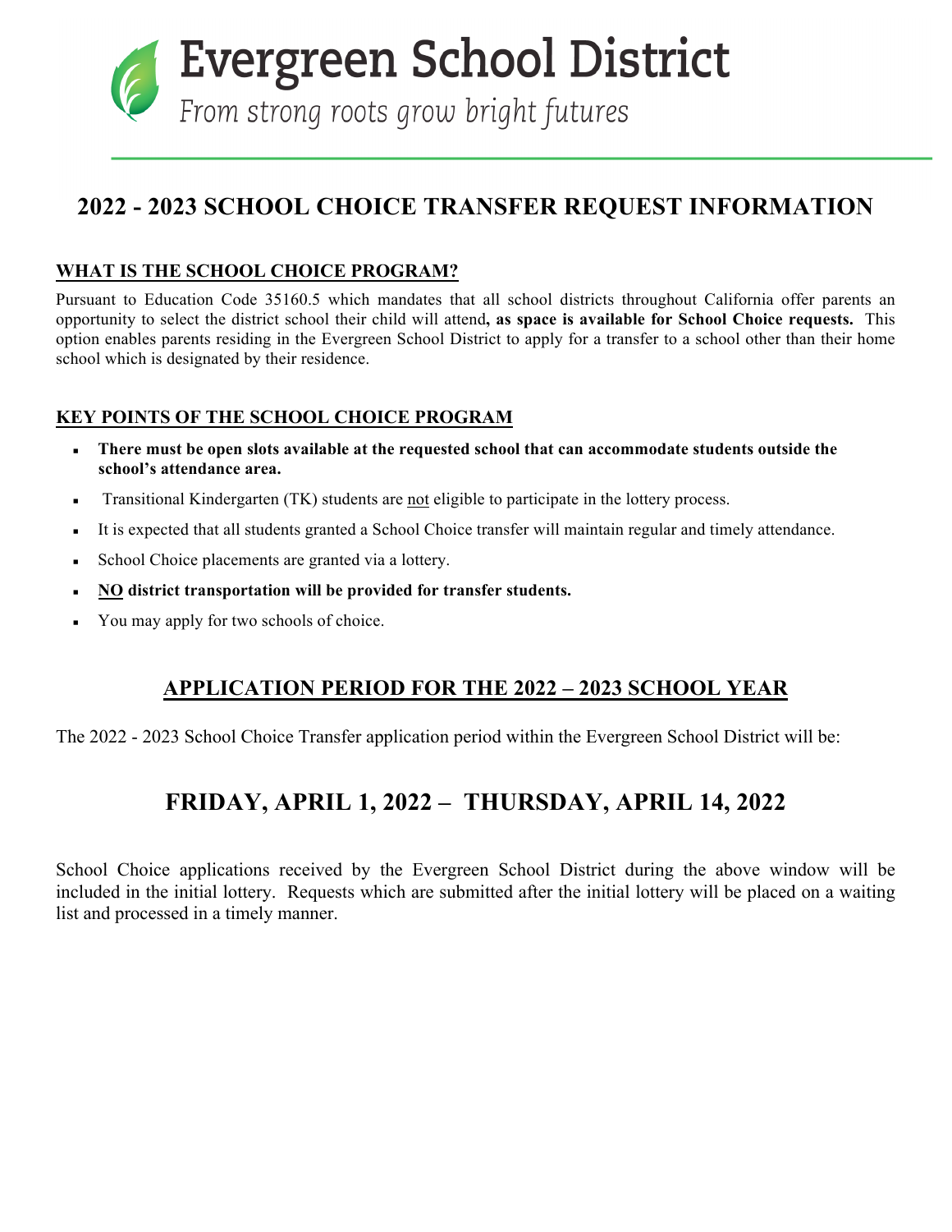# Evergreen School District

*From strong roots grow bright futures*

## 2022 - 2023 SCHOOL CHOICE TRANSFER REQUEST INFORMATION

### WHAT IS THE SCHOOL CHOICE PROGRAM?

Pursuant to Education Code 35160.5 which mandates that all school districts throughout California offer parents an opportunity to select the district school their child will attend**, as space is available for School Choice requests.** This option enables parents residing in the Evergreen School District to apply for a transfer to a school other than their home school which is designated by their residence.

### KEY POINTS OF THE SCHOOL CHOICE PROGRAM

- **There must be open slots available at the requested school that can accommodate students outside the school's attendance area.**
- Transitional Kindergarten (TK) students are not eligible to participate in the lottery process.
- It is expected that all students granted a School Choice transfer will maintain regular and timely attendance.
- School Choice placements are granted via a lottery.
- **NO district transportation will be provided for transfer students.**
- You may apply for two schools of choice.

### APPLICATION PERIOD FOR THE 2022 – 2023 SCHOOL YEAR

The 2022 - 2023 School Choice Transfer application period within the Evergreen School District will be:

## FRIDAY, APRIL 1, 2022 – THURSDAY, APRIL 14, 2022

School Choice applications received by the Evergreen School District during the above window will be included in the initial lottery. Requests which are submitted after the initial lottery will be placed on a waiting list and processed in a timely manner.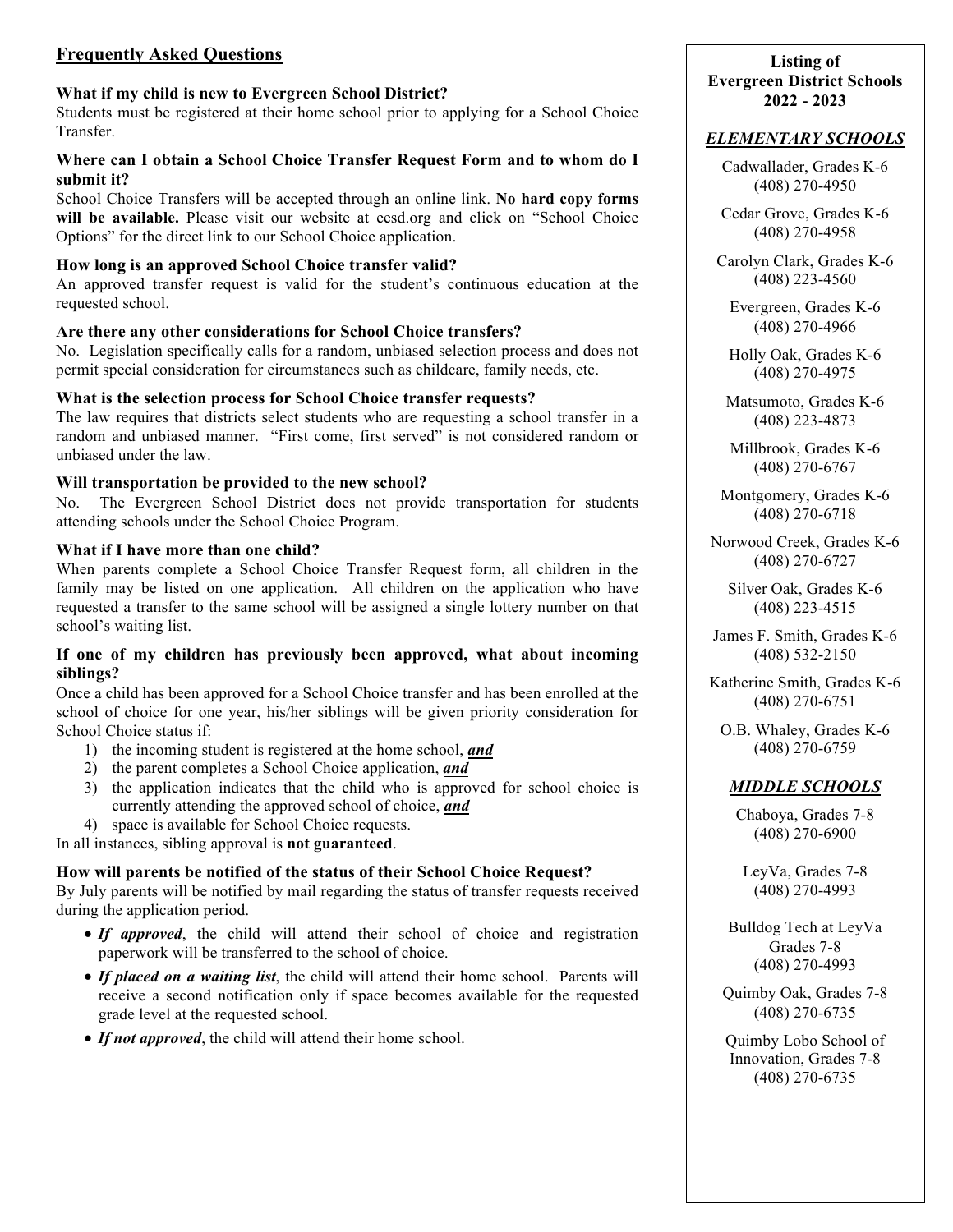## Frequently Asked Questions

**What if my child is new to Evergreen School District?**
Students must be registered at their home school prior to applying for a School Choice Transfer.

**Where can I obtain a School Choice Transfer Request Form and to whom do I submit it?**
School Choice Transfers will be accepted through an online link. **No hard copy forms will be available.** Please visit our website at eesd.org and click on "School Choice Options" for the direct link to our School Choice application.

**How long is an approved School Choice transfer valid?**
An approved transfer request is valid for the student's continuous education at the requested school.

**Are there any other considerations for School Choice transfers?**
No. Legislation specifically calls for a random, unbiased selection process and does not permit special consideration for circumstances such as childcare, family needs, etc.

**What is the selection process for School Choice transfer requests?**
The law requires that districts select students who are requesting a school transfer in a random and unbiased manner. "First come, first served" is not considered random or unbiased under the law.

**Will transportation be provided to the new school?**
No. The Evergreen School District does not provide transportation for students attending schools under the School Choice Program.

**What if I have more than one child?**
When parents complete a School Choice Transfer Request form, all children in the family may be listed on one application. All children on the application who have requested a transfer to the same school will be assigned a single lottery number on that school's waiting list.

**If one of my children has previously been approved, what about incoming siblings?**
Once a child has been approved for a School Choice transfer and has been enrolled at the school of choice for one year, his/her siblings will be given priority consideration for School Choice status if:

1) the incoming student is registered at the home school, ***and***
2) the parent completes a School Choice application, ***and***
3) the application indicates that the child who is approved for school choice is currently attending the approved school of choice, ***and***
4) space is available for School Choice requests.

In all instances, sibling approval is **not guaranteed**.

**How will parents be notified of the status of their School Choice Request?**
By July parents will be notified by mail regarding the status of transfer requests received during the application period.

- ***If approved***, the child will attend their school of choice and registration paperwork will be transferred to the school of choice.
- ***If placed on a waiting list***, the child will attend their home school. Parents will receive a second notification only if space becomes available for the requested grade level at the requested school.
- ***If not approved***, the child will attend their home school.

**Listing of Evergreen District Schools 2022 - 2023**

***ELEMENTARY SCHOOLS***

Cadwallader, Grades K-6
(408) 270-4950

Cedar Grove, Grades K-6
(408) 270-4958

Carolyn Clark, Grades K-6
(408) 223-4560

Evergreen, Grades K-6
(408) 270-4966

Holly Oak, Grades K-6
(408) 270-4975

Matsumoto, Grades K-6
(408) 223-4873

Millbrook, Grades K-6
(408) 270-6767

Montgomery, Grades K-6
(408) 270-6718

Norwood Creek, Grades K-6
(408) 270-6727

Silver Oak, Grades K-6
(408) 223-4515

James F. Smith, Grades K-6
(408) 532-2150

Katherine Smith, Grades K-6
(408) 270-6751

O.B. Whaley, Grades K-6
(408) 270-6759

***MIDDLE SCHOOLS***

Chaboya, Grades 7-8
(408) 270-6900

LeyVa, Grades 7-8
(408) 270-4993

Bulldog Tech at LeyVa
Grades 7-8
(408) 270-4993

Quimby Oak, Grades 7-8
(408) 270-6735

Quimby Lobo School of Innovation, Grades 7-8
(408) 270-6735